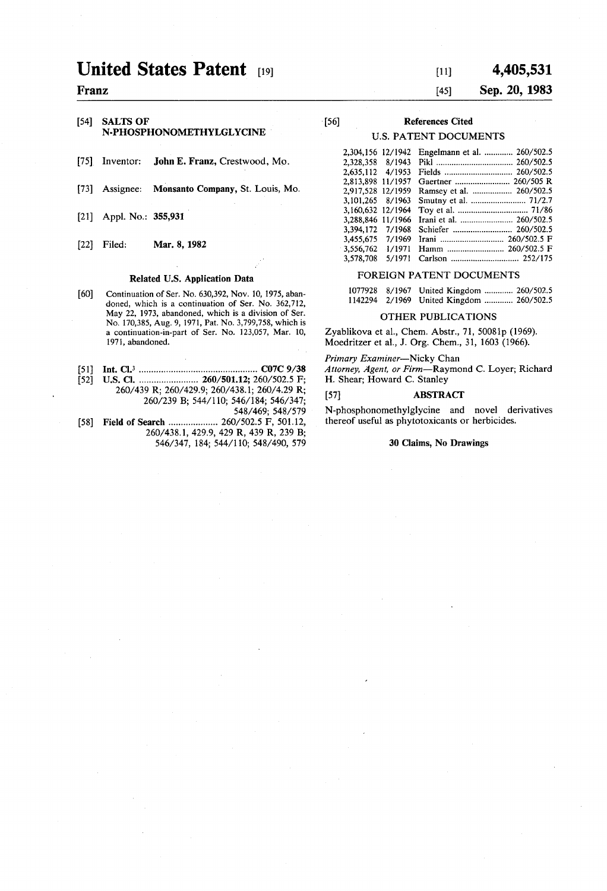# United States Patent [19]

**Franz**

[11] **4,405,531**

[45] **Sep. 20, 1983**

[54] **SALTS OF N-PHOSPHONOMETHYLGLYCINE**

[75] Inventor: **John E. Franz**, Crestwood, Mo.

[73] Assignee: **Monsanto Company**, St. Louis, Mo.

[21] Appl. No.: **355,931**

[22] Filed: **Mar. 8, 1982**

### Related U.S. Application Data

[60] Continuation of Ser. No. 630,392, Nov. 10, 1975, abandoned, which is a continuation of Ser. No. 362,712, May 22, 1973, abandoned, which is a division of Ser. No. 170,385, Aug. 9, 1971, Pat. No. 3,799,758, which is a continuation-in-part of Ser. No. 123,057, Mar. 10, 1971, abandoned.

[51] **Int. Cl.**[3] .................................... **C07C 9/38**

[52] **U.S. Cl.** ..................... **260/501.12;** 260/502.5 F; 260/439 R; 260/429.9; 260/438.1; 260/4.29 R; 260/239 B; 544/110; 546/184; 546/347; 548/469; 548/579

[58] **Field of Search** .................. 260/502.5 F, 501.12, 260/438.1, 429.9, 429 R, 439 R, 239 B; 546/347, 184; 544/110; 548/490, 579

[56] **References Cited**

U.S. PATENT DOCUMENTS

| | | | |
|---|---|---|---|
| 2,304,156 | 12/1942 | Engelmann et al. | 260/502.5 |
| 2,328,358 | 8/1943 | Pikl | 260/502.5 |
| 2,635,112 | 4/1953 | Fields | 260/502.5 |
| 2,813,898 | 11/1957 | Gaertner | 260/505 R |
| 2,917,528 | 12/1959 | Ramsey et al. | 260/502.5 |
| 3,101,265 | 8/1963 | Smutny et al. | 71/2.7 |
| 3,160,632 | 12/1964 | Toy et al. | 71/86 |
| 3,288,846 | 11/1966 | Irani et al. | 260/502.5 |
| 3,394,172 | 7/1968 | Schiefer | 260/502.5 |
| 3,455,675 | 7/1969 | Irani | 260/502.5 F |
| 3,556,762 | 1/1971 | Hamm | 260/502.5 F |
| 3,578,708 | 5/1971 | Carlson | 252/175 |

FOREIGN PATENT DOCUMENTS

| | | | |
|---|---|---|---|
| 1077928 | 8/1967 | United Kingdom | 260/502.5 |
| 1142294 | 2/1969 | United Kingdom | 260/502.5 |

OTHER PUBLICATIONS

Zyablikova et al., Chem. Abstr., 71, 50081p (1969).
Moedritzer et al., J. Org. Chem., 31, 1603 (1966).

*Primary Examiner*—Nicky Chan
*Attorney, Agent, or Firm*—Raymond C. Loyer; Richard H. Shear; Howard C. Stanley

[57] **ABSTRACT**

N-phosphonomethylglycine and novel derivatives thereof useful as phytotoxicants or herbicides.

**30 Claims, No Drawings**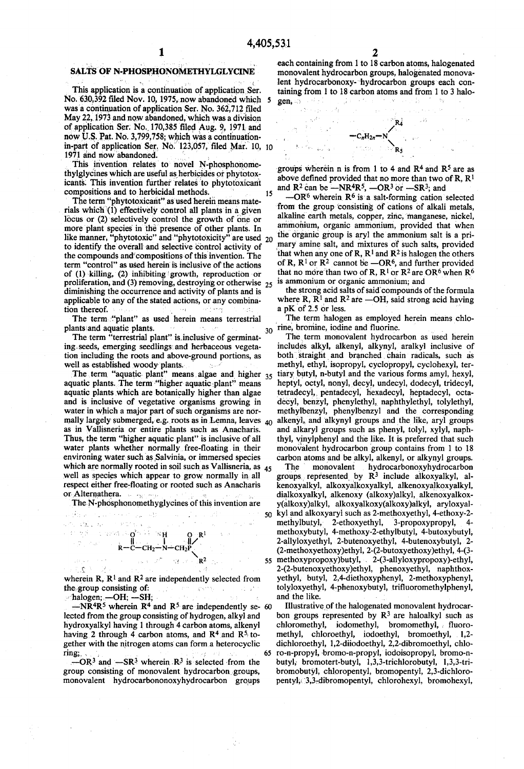# SALTS OF N-PHOSPHONOMETHYLGLYCINE

This application is a continuation of application Ser. No. 630,392 filed Nov. 10, 1975, now abandoned which was a continuation of application Ser. No. 362,712 filed May 22, 1973 and now abandoned, which was a division of application Ser. No. 170,385 filed Aug. 9, 1971 and now U.S. Pat. No. 3,799,758; which was a continuation-in-part of application Ser. No. 123,057, filed Mar. 10, 1971 and now abandoned.

This invention relates to novel N-phosphonomethylglycines which are useful as herbicides or phytotoxicants. This invention further relates to phytotoxicant compositions and to herbicidal methods.

The term "phytotoxicant" as used herein means materials which (1) effectively control all plants in a given locus or (2) selectively control the growth of one or more plant species in the presence of other plants. In like manner, "phytotoxic" and "phytotoxicity" are used to identify the overall and selective control activity of the compounds and compositions of this invention. The term "control" as used herein is inclusive of the actions of (1) killing, (2) inhibiting growth, reproduction or proliferation, and (3) removing, destroying or otherwise diminishing the occurrence and activity of plants and is applicable to any of the stated actions, or any combination thereof.

The term "plant" as used herein means terrestrial plants and aquatic plants.

The term "terrestrial plant" is inclusive of germinating seeds, emerging seedlings and herbaceous vegetation including the roots and above-ground portions, as well as established woody plants.

The term "aquatic plant" means algae and higher aquatic plants. The term "higher aquatic plant" means aquatic plants which are botanically higher than algae and is inclusive of vegetative organisms growing in water in which a major part of such organisms are normally largely submerged, e.g. roots as in Lemna, leaves as in Vallisneria or entire plants such as Anacharis. Thus, the term "higher aquatic plant" is inclusive of all water plants whether normally free-floating in their environing water such as Salvinia, or immersed species which are normally rooted in soil such as Vallisneria, as well as species which appear to grow normally in all respect either free-floating or rooted such as Anacharis or Alternathera.

The N-phosphonomethylglycines of this invention are

$$\mathrm{R}-\overset{\overset{\displaystyle O}{\|}}{C}-CH_2-\overset{\overset{\displaystyle H}{|}}{N}-CH_2\overset{\overset{\displaystyle O}{\|}}{P}\begin{matrix}\diagup R^1 \\ \diagdown R^2\end{matrix}$$

wherein R, $R^1$ and $R^2$ are independently selected from the group consisting of:

halogen; —OH; —SH;

—$NR^4R^5$ wherein $R^4$ and $R^5$ are independently selected from the group consisting of hydrogen, alkyl and hydroxyalkyl having 1 through 4 carbon atoms, alkenyl having 2 through 4 carbon atoms, and $R^4$ and $R^5$ together with the nitrogen atoms can form a heterocyclic ring;

—$OR^3$ and —$SR^3$ wherein $R^3$ is selected from the group consisting of monovalent hydrocarbon groups, monovalent hydrocarbononoxyhydrocarbon groups each containing from 1 to 18 carbon atoms, halogenated monovalent hydrocarbon groups, halogenated monovalent hydrocarbonoxy- hydrocarbon groups each containing from 1 to 18 carbon atoms and from 1 to 3 halogen,

$$-C_nH_{2n}-N\begin{matrix}\diagup R^4 \\ \diagdown R^5\end{matrix}$$

groups wherein n is from 1 to 4 and $R^4$ and $R^5$ are as above defined provided that no more than two of R, $R^1$ and $R^2$ can be —$NR^4R^5$, —$OR^3$ or —$SR^3$; and

—$OR^6$ wherein $R^6$ is a salt-forming cation selected from the group consisting of cations of alkali metals, alkaline earth metals, copper, zinc, manganese, nickel, ammonium, organic ammonium, provided that when the organic group is aryl the ammonium salt is a primary amine salt, and mixtures of such salts, provided that when any one of R, $R^1$ and $R^2$ is halogen the others of R, $R^1$ or $R^2$ cannot be —$OR^6$, and further provided that no more than two of R, $R^1$ or $R^2$ are $OR^6$ when $R^6$ is ammonium or organic ammonium; and

the strong acid salts of said compounds of the formula where R, $R^1$ and $R^2$ are —OH, said strong acid having a pK of 2.5 or less.

The term halogen as employed herein means chlorine, bromine, iodine and fluorine.

The term monovalent hydrocarbon as used herein includes alkyl, alkenyl, alkynyl, aralkyl inclusive of both straight and branched chain radicals, such as methyl, ethyl, isopropyl, cyclopropyl, cyclohexyl, tertiary butyl, n-butyl and the various forms amyl, hexyl, heptyl, octyl, nonyl, decyl, undecyl, dodecyl, tridecyl, tetradecyl, pentadecyl, hexadecyl, heptadecyl, octadecyl, benzyl, phenylethyl, naphthylethyl, tolylethyl, methylbenzyl, phenylbenzyl and the corresponding alkenyl, and alkynyl groups and the like, aryl groups and alkaryl groups such as phenyl, tolyl, xylyl, naphthyl, vinylphenyl and the like. It is preferred that such monovalent hydrocarbon group contains from 1 to 18 carbon atoms and be alkyl, alkenyl, or alkynyl groups.

The monovalent hydrocarbonoxyhydrocarbon groups represented by $R^3$ include alkoxyalkyl, alkenoxyalkyl, alkoxyalkoxyalkyl, alkenoxyalkoxyalkyl, dialkoxyalkyl, alkenoxy (alkoxy)alkyl, alkenoxyalkoxy(alkoxy)alkyl, alkoxyalkoxy(alkoxy)alkyl, aryloxyalkyl and alkoxyaryl such as 2-methoxyethyl, 4-ethoxy-2-methylbutyl, 2-ethoxyethyl, 3-propoxypropyl, 4-methoxybutyl, 4-methoxy-2-ethylbutyl, 4-butoxybutyl, 2-allyloxyethyl, 2-butenoxyethyl, 4-butenoxybutyl, 2-(2-methoxyethoxy)ethyl, 2-(2-butoxyethoxy)ethyl, 4-(3-methoxypropoxy)butyl, 2-(3-allyloxypropoxy)-ethyl, 2-(2-butenoxyethoxy)ethyl, phenoxyethyl, naphthoxyethyl, butyl, 2,4-diethoxyphenyl, 2-methoxyphenyl, tolyloxyethyl, 4-phenoxybutyl, trifluoromethylphenyl, and the like.

Illustrative of the halogenated monovalent hydrocarbon groups represented by $R^3$ are haloalkyl such as chloromethyl, iodomethyl, bromomethyl, fluoromethyl, chloroethyl, iodoethyl, bromoethyl, 1,2-dichloroethyl, 1,2-diiodoethyl, 2,2-dibromoethyl, chloro-n-propyl, bromo-n-propyl, iodoisopropyl, bromo-n-butyl, bromotert-butyl, 1,3,3-trichlorobutyl, 1,3,3-tribromobutyl, chloropentyl, bromopentyl, 2,3-dichloropentyl, 3,3-dibromopentyl, chlorohexyl, bromohexyl,